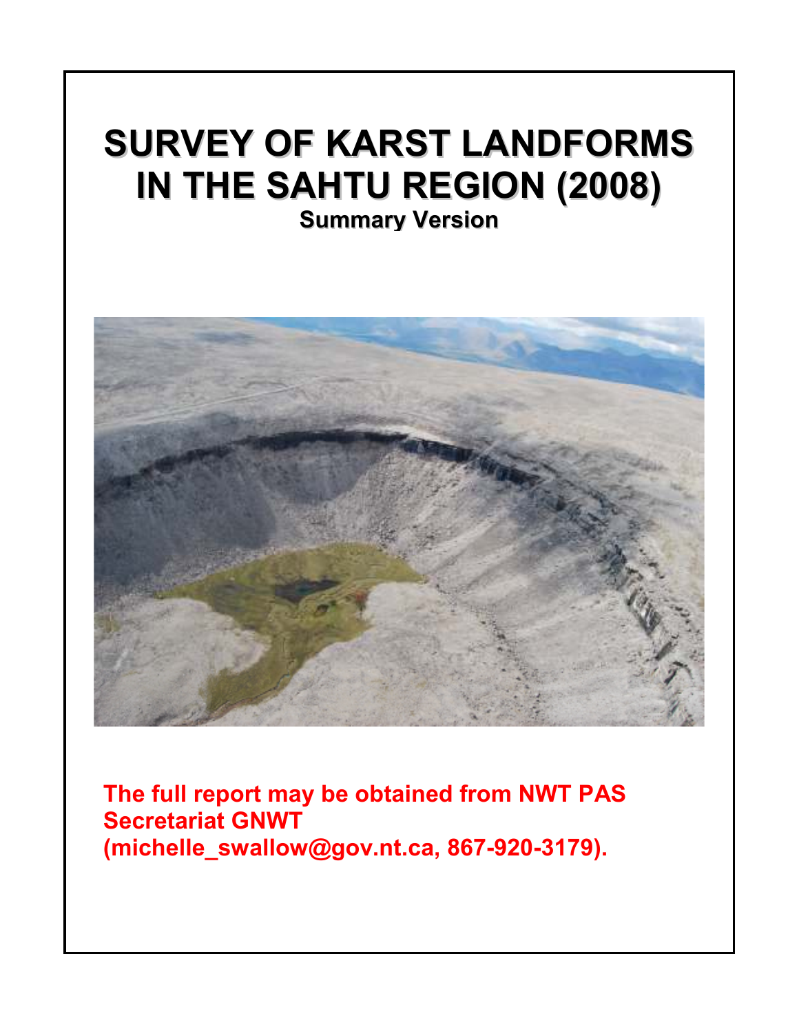# SURVEY OF KARST LANDFORMS IN THE SAHTU REGION (2008)

**Summary Version**

**The full report may be obtained from NWT PAS Secretariat GNWT (michelle_swallow@gov.nt.ca, 867-920-3179).**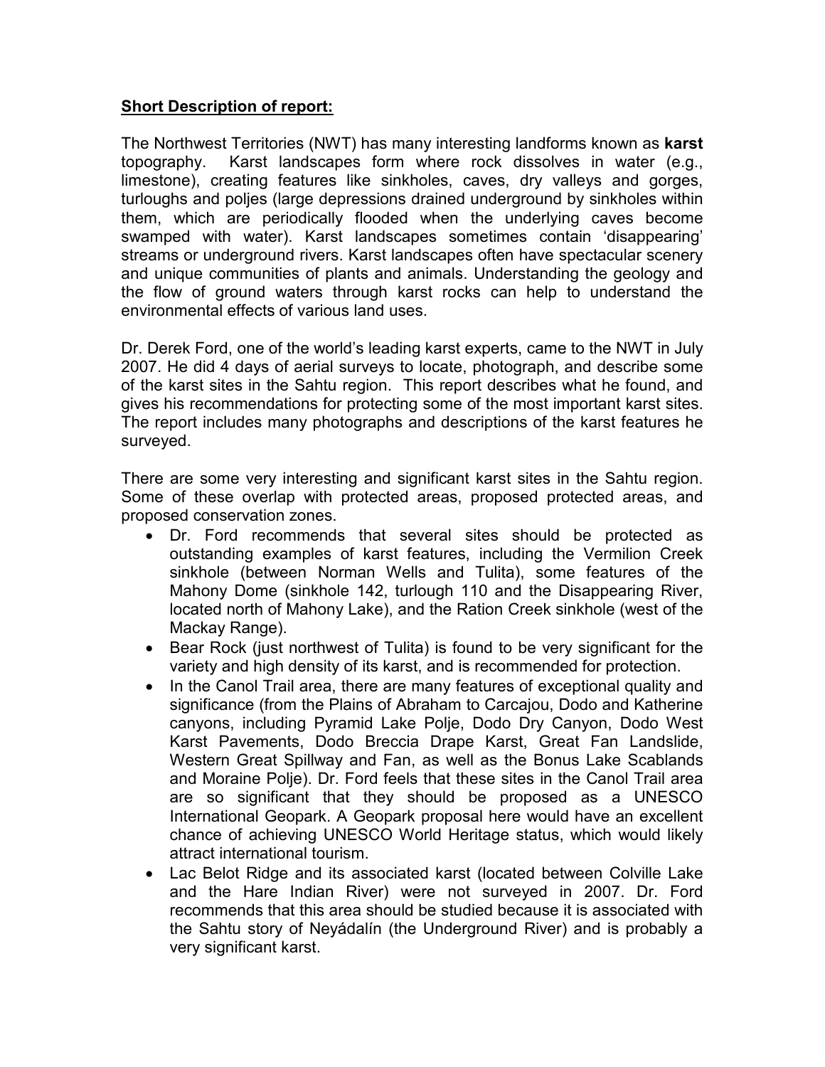**Short Description of report:**

The Northwest Territories (NWT) has many interesting landforms known as **karst** topography. Karst landscapes form where rock dissolves in water (e.g., limestone), creating features like sinkholes, caves, dry valleys and gorges, turloughs and poljes (large depressions drained underground by sinkholes within them, which are periodically flooded when the underlying caves become swamped with water). Karst landscapes sometimes contain 'disappearing' streams or underground rivers. Karst landscapes often have spectacular scenery and unique communities of plants and animals. Understanding the geology and the flow of ground waters through karst rocks can help to understand the environmental effects of various land uses.

Dr. Derek Ford, one of the world's leading karst experts, came to the NWT in July 2007. He did 4 days of aerial surveys to locate, photograph, and describe some of the karst sites in the Sahtu region. This report describes what he found, and gives his recommendations for protecting some of the most important karst sites. The report includes many photographs and descriptions of the karst features he surveyed.

There are some very interesting and significant karst sites in the Sahtu region. Some of these overlap with protected areas, proposed protected areas, and proposed conservation zones.

- Dr. Ford recommends that several sites should be protected as outstanding examples of karst features, including the Vermilion Creek sinkhole (between Norman Wells and Tulita), some features of the Mahony Dome (sinkhole 142, turlough 110 and the Disappearing River, located north of Mahony Lake), and the Ration Creek sinkhole (west of the Mackay Range).
- Bear Rock (just northwest of Tulita) is found to be very significant for the variety and high density of its karst, and is recommended for protection.
- In the Canol Trail area, there are many features of exceptional quality and significance (from the Plains of Abraham to Carcajou, Dodo and Katherine canyons, including Pyramid Lake Polje, Dodo Dry Canyon, Dodo West Karst Pavements, Dodo Breccia Drape Karst, Great Fan Landslide, Western Great Spillway and Fan, as well as the Bonus Lake Scablands and Moraine Polje). Dr. Ford feels that these sites in the Canol Trail area are so significant that they should be proposed as a UNESCO International Geopark. A Geopark proposal here would have an excellent chance of achieving UNESCO World Heritage status, which would likely attract international tourism.
- Lac Belot Ridge and its associated karst (located between Colville Lake and the Hare Indian River) were not surveyed in 2007. Dr. Ford recommends that this area should be studied because it is associated with the Sahtu story of Neyádalín (the Underground River) and is probably a very significant karst.